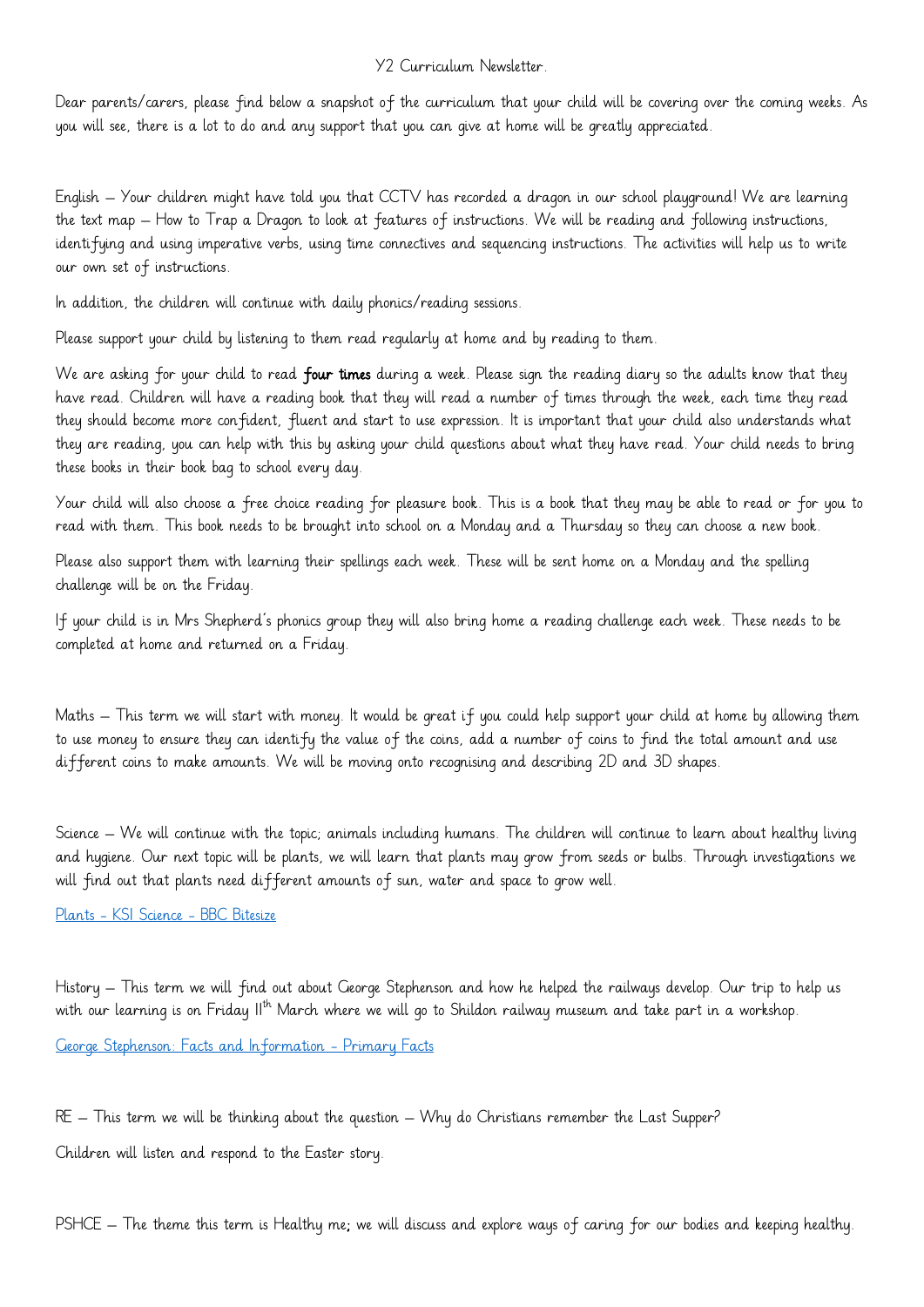# Y2 Curriculum Newsletter.

Dear parents/carers, please find below a snapshot of the curriculum that your child will be covering over the coming weeks. As you will see, there is a lot to do and any support that you can give at home will be greatly appreciated.

English – Your children might have told you that CCTV has recorded a dragon in our school playground! We are learning the text map – How to Trap a Dragon to look at features of instructions. We will be reading and following instructions, identifying and using imperative verbs, using time connectives and sequencing instructions. The activities will help us to write our own set of instructions.

In addition, the children will continue with daily phonics/reading sessions.

Please support your child by listening to them read regularly at home and by reading to them.

We are asking for your child to read **four times** during a week. Please sign the reading diary so the adults know that they have read. Children will have a reading book that they will read a number of times through the week, each time they read they should become more confident, fluent and start to use expression. It is important that your child also understands what they are reading, you can help with this by asking your child questions about what they have read. Your child needs to bring these books in their book bag to school every day.

Your child will also choose a free choice reading for pleasure book. This is a book that they may be able to read or for you to read with them. This book needs to be brought into school on a Monday and a Thursday so they can choose a new book.

Please also support them with learning their spellings each week. These will be sent home on a Monday and the spelling challenge will be on the Friday.

If your child is in Mrs Shepherd's phonics group they will also bring home a reading challenge each week. These needs to be completed at home and returned on a Friday.

Maths – This term we will start with money. It would be great if you could help support your child at home by allowing them to use money to ensure they can identify the value of the coins, add a number of coins to find the total amount and use different coins to make amounts. We will be moving onto recognising and describing 2D and 3D shapes.

Science – We will continue with the topic; animals including humans. The children will continue to learn about healthy living and hygiene. Our next topic will be plants, we will learn that plants may grow from seeds or bulbs. Through investigations we will find out that plants need different amounts of sun, water and space to grow well.

Plants - KS1 Science - BBC Bitesize

History – This term we will find out about George Stephenson and how he helped the railways develop. Our trip to help us with our learning is on Friday 11th March where we will go to Shildon railway museum and take part in a workshop.

George Stephenson: Facts and Information - Primary Facts

RE – This term we will be thinking about the question – Why do Christians remember the Last Supper?

Children will listen and respond to the Easter story.

PSHCE – The theme this term is Healthy me; we will discuss and explore ways of caring for our bodies and keeping healthy.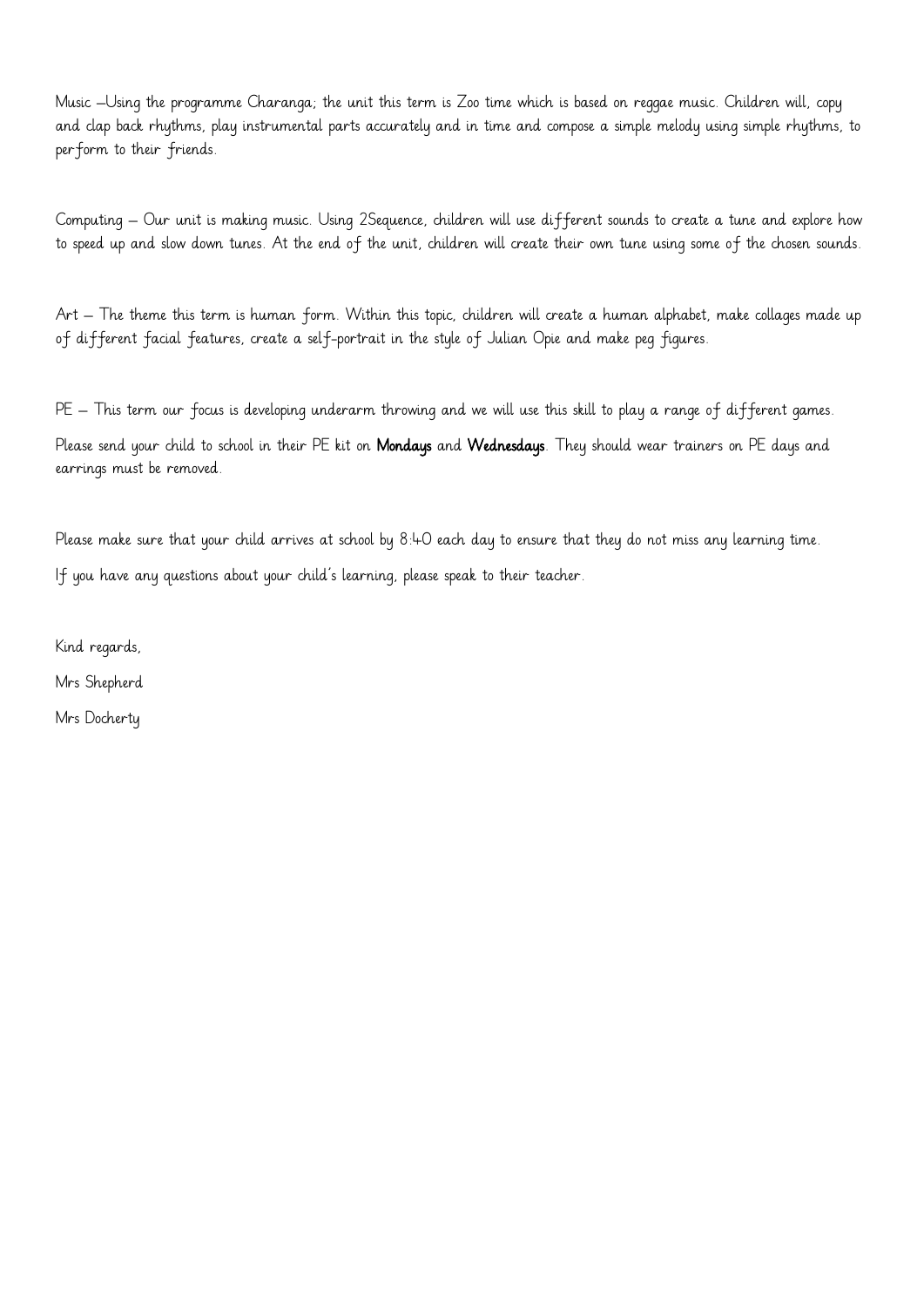Music –Using the programme Charanga; the unit this term is Zoo time which is based on reggae music. Children will, copy and clap back rhythms, play instrumental parts accurately and in time and compose a simple melody using simple rhythms, to perform to their friends.

Computing – Our unit is making music. Using 2Sequence, children will use different sounds to create a tune and explore how to speed up and slow down tunes. At the end of the unit, children will create their own tune using some of the chosen sounds.

Art – The theme this term is human form. Within this topic, children will create a human alphabet, make collages made up of different facial features, create a self-portrait in the style of Julian Opie and make peg figures.

PE – This term our focus is developing underarm throwing and we will use this skill to play a range of different games.

Please send your child to school in their PE kit on **Mondays** and **Wednesdays**. They should wear trainers on PE days and earrings must be removed.

Please make sure that your child arrives at school by 8:40 each day to ensure that they do not miss any learning time.

If you have any questions about your child's learning, please speak to their teacher.

Kind regards,

Mrs Shepherd

Mrs Docherty